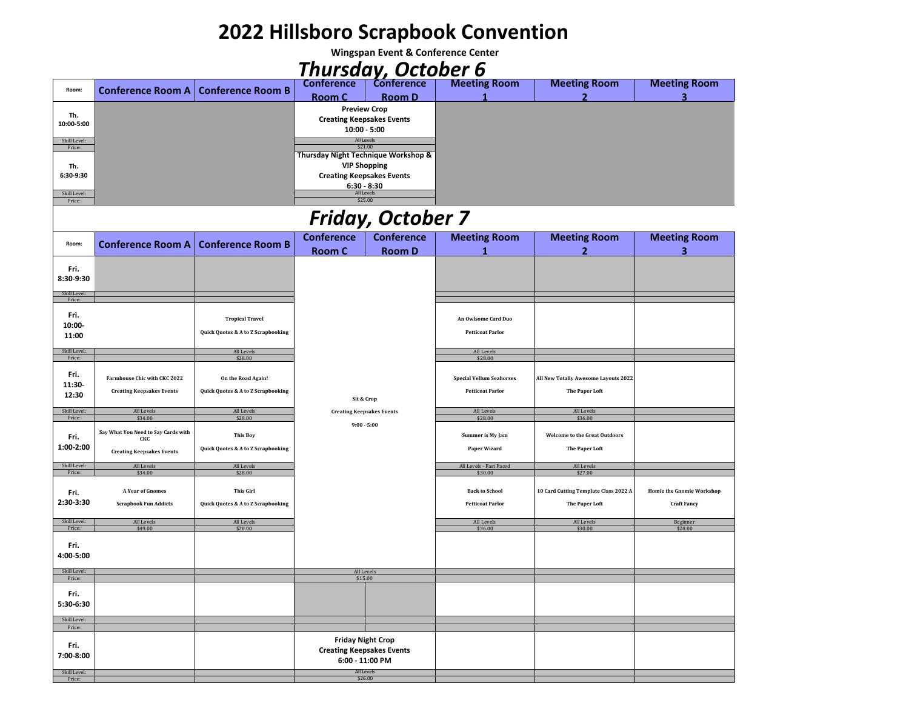# 2022 Hillsboro Scrapbook Convention

**Wingspan Event & Conference Center**

## *Thursday, October 6*

| Room: | Conference Room A | Conference Room B | Conference Room C | Conference Room D | Meeting Room 1 | Meeting Room 2 | Meeting Room 3 |
|---|---|---|---|---|---|---|---|
| Th. 10:00-5:00 | | | **Preview Crop** **Creating Keepsakes Events** **10:00 - 5:00** | | | | |
| Skill Level: | | | All Levels | | | | |
| Price: | | | $21.00 | | | | |
| Th. 6:30-9:30 | | | **Thursday Night Technique Workshop & VIP Shopping** **Creating Keepsakes Events** **6:30 - 8:30** | | | | |
| Skill Level: | | | All Levels | | | | |
| Price: | | | $25.00 | | | | |

## *Friday, October 7*

| Room: | Conference Room A | Conference Room B | Conference Room C | Conference Room D | Meeting Room 1 | Meeting Room 2 | Meeting Room 3 |
|---|---|---|---|---|---|---|---|
| Fri. 8:30-9:30 | | | Sit & Crop<br>Creating Keepsakes Events<br>9:00 - 5:00 | | | | |
| Skill Level: | | | | | | | |
| Price: | | | | | | | |
| Fri. 10:00-11:00 | | Tropical Travel<br>Quick Quotes & A to Z Scrapbooking | | | An Owlsome Card Duo<br>Petticoat Parlor | | |
| Skill Level: | | All Levels | | | All Levels | | |
| Price: | | $28.00 | | | $28.00 | | |
| Fri. 11:30-12:30 | Farmhouse Chic with CKC 2022<br>Creating Keepsakes Events | On the Road Again!<br>Quick Quotes & A to Z Scrapbooking | | | Special Vellum Seahorses<br>Petticoat Parlor | All New Totally Awesome Layouts 2022<br>The Paper Loft | |
| Skill Level: | All Levels | All Levels | | | All Levels | All Levels | |
| Price: | $34.00 | $28.00 | | | $28.00 | $36.00 | |
| Fri. 1:00-2:00 | Say What You Need to Say Cards with CKC<br>Creating Keepsakes Events | This Boy<br>Quick Quotes & A to Z Scrapbooking | | | Summer is My Jam<br>Paper Wizard | Welcome to the Great Outdoors<br>The Paper Loft | |
| Skill Level: | All Levels | All Levels | | | All Levels - Fast Paced | All Levels | |
| Price: | $34.00 | $28.00 | | | $30.00 | $27.00 | |
| Fri. 2:30-3:30 | A Year of Gnomes<br>Scrapbook Fun Addicts | This Girl<br>Quick Quotes & A to Z Scrapbooking | | | Back to School<br>Petticoat Parlor | 10 Card Cutting Template Class 2022 A<br>The Paper Loft | Homie the Gnomie Workshop<br>Craft Fancy |
| Skill Level: | All Levels | All Levels | | | All Levels | All Levels | Beginner |
| Price: | $49.00 | $28.00 | | | $36.00 | $30.00 | $28.00 |
| Fri. 4:00-5:00 | | | | | | | |
| Skill Level: | | | All Levels | | | | |
| Price: | | | $15.00 | | | | |
| Fri. 5:30-6:30 | | | | | | | |
| Skill Level: | | | | | | | |
| Price: | | | | | | | |
| Fri. 7:00-8:00 | | | **Friday Night Crop** **Creating Keepsakes Events** **6:00 - 11:00 PM** | | | | |
| Skill Level: | | | All Levels | | | | |
| Price: | | | $26.00 | | | | |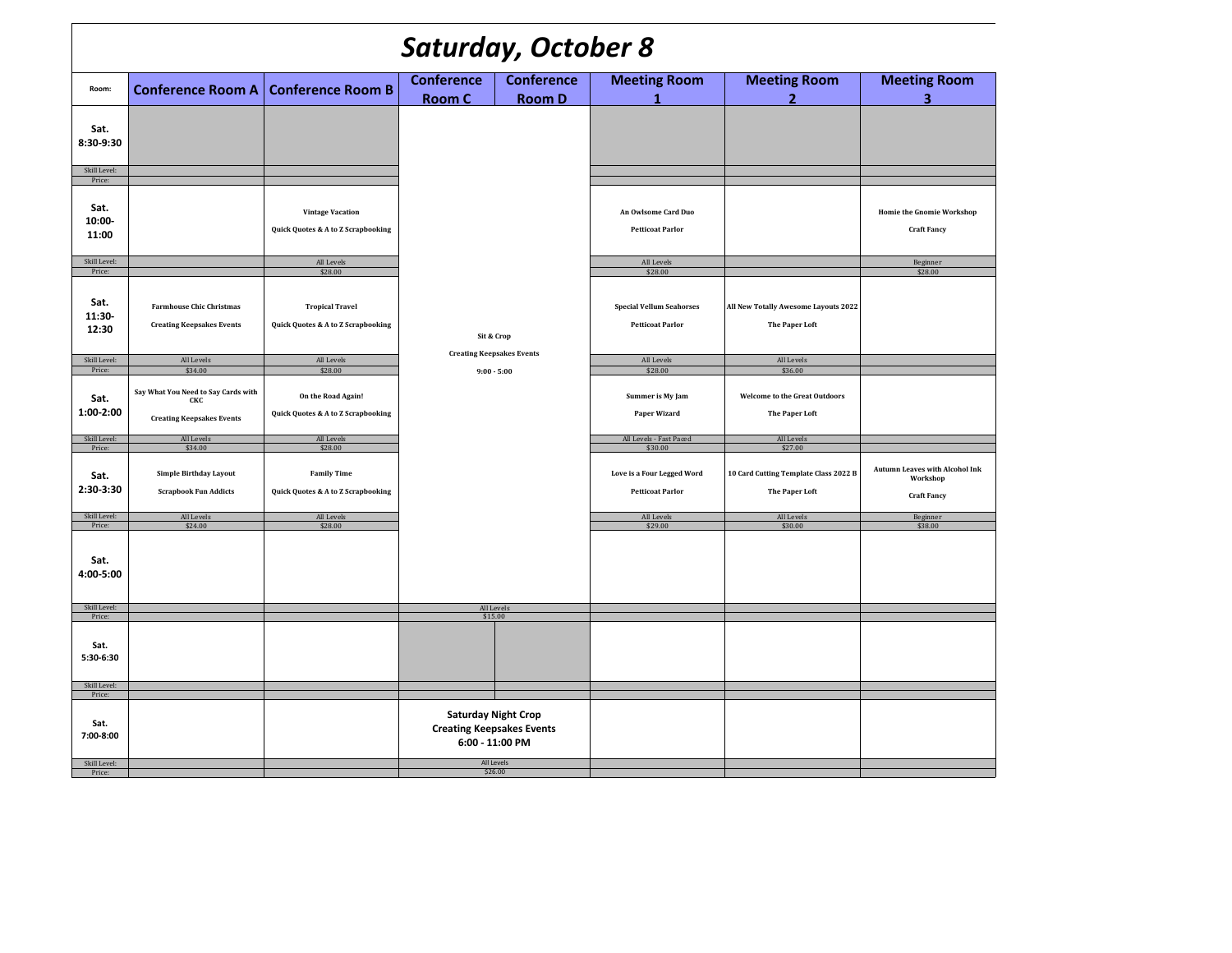# Saturday, October 8

| Room: | Conference Room A | Conference Room B | Conference Room C | Conference Room D | Meeting Room 1 | Meeting Room 2 | Meeting Room 3 |
|---|---|---|---|---|---|---|---|
| Sat. 8:30-9:30 | | | Sit & Crop<br>Creating Keepsakes Events<br>9:00 - 5:00 | | | | |
| Skill Level: | | | | | | | |
| Price: | | | | | | | |
| Sat. 10:00-11:00 | | Vintage Vacation<br>Quick Quotes & A to Z Scrapbooking | | | An Owlsome Card Duo<br>Petticoat Parlor | | Homie the Gnomie Workshop<br>Craft Fancy |
| Skill Level: | | All Levels | | | All Levels | | Beginner |
| Price: | | $28.00 | | | $28.00 | | $28.00 |
| Sat. 11:30-12:30 | Farmhouse Chic Christmas<br>Creating Keepsakes Events | Tropical Travel<br>Quick Quotes & A to Z Scrapbooking | | | Special Vellum Seahorses<br>Petticoat Parlor | All New Totally Awesome Layouts 2022<br>The Paper Loft | |
| Skill Level: | All Levels | All Levels | | | All Levels | All Levels | |
| Price: | $34.00 | $28.00 | | | $28.00 | $36.00 | |
| Sat. 1:00-2:00 | Say What You Need to Say Cards with CKC<br>Creating Keepsakes Events | On the Road Again!<br>Quick Quotes & A to Z Scrapbooking | | | Summer is My Jam<br>Paper Wizard | Welcome to the Great Outdoors<br>The Paper Loft | |
| Skill Level: | All Levels | All Levels | | | All Levels - Fast Paced | All Levels | |
| Price: | $34.00 | $28.00 | | | $30.00 | $27.00 | |
| Sat. 2:30-3:30 | Simple Birthday Layout<br>Scrapbook Fun Addicts | Family Time<br>Quick Quotes & A to Z Scrapbooking | | | Love is a Four Legged Word<br>Petticoat Parlor | 10 Card Cutting Template Class 2022 B<br>The Paper Loft | Autumn Leaves with Alcohol Ink Workshop<br>Craft Fancy |
| Skill Level: | All Levels | All Levels | | | All Levels | All Levels | Beginner |
| Price: | $24.00 | $28.00 | | | $29.00 | $30.00 | $38.00 |
| Sat. 4:00-5:00 | | | | | | | |
| Skill Level: | | | All Levels | | | | |
| Price: | | | $15.00 | | | | |
| Sat. 5:30-6:30 | | | | | | | |
| Skill Level: | | | | | | | |
| Price: | | | | | | | |
| Sat. 7:00-8:00 | | | **Saturday Night Crop**<br>**Creating Keepsakes Events**<br>**6:00 - 11:00 PM** | | | | |
| Skill Level: | | | All Levels | | | | |
| Price: | | | $26.00 | | | | |